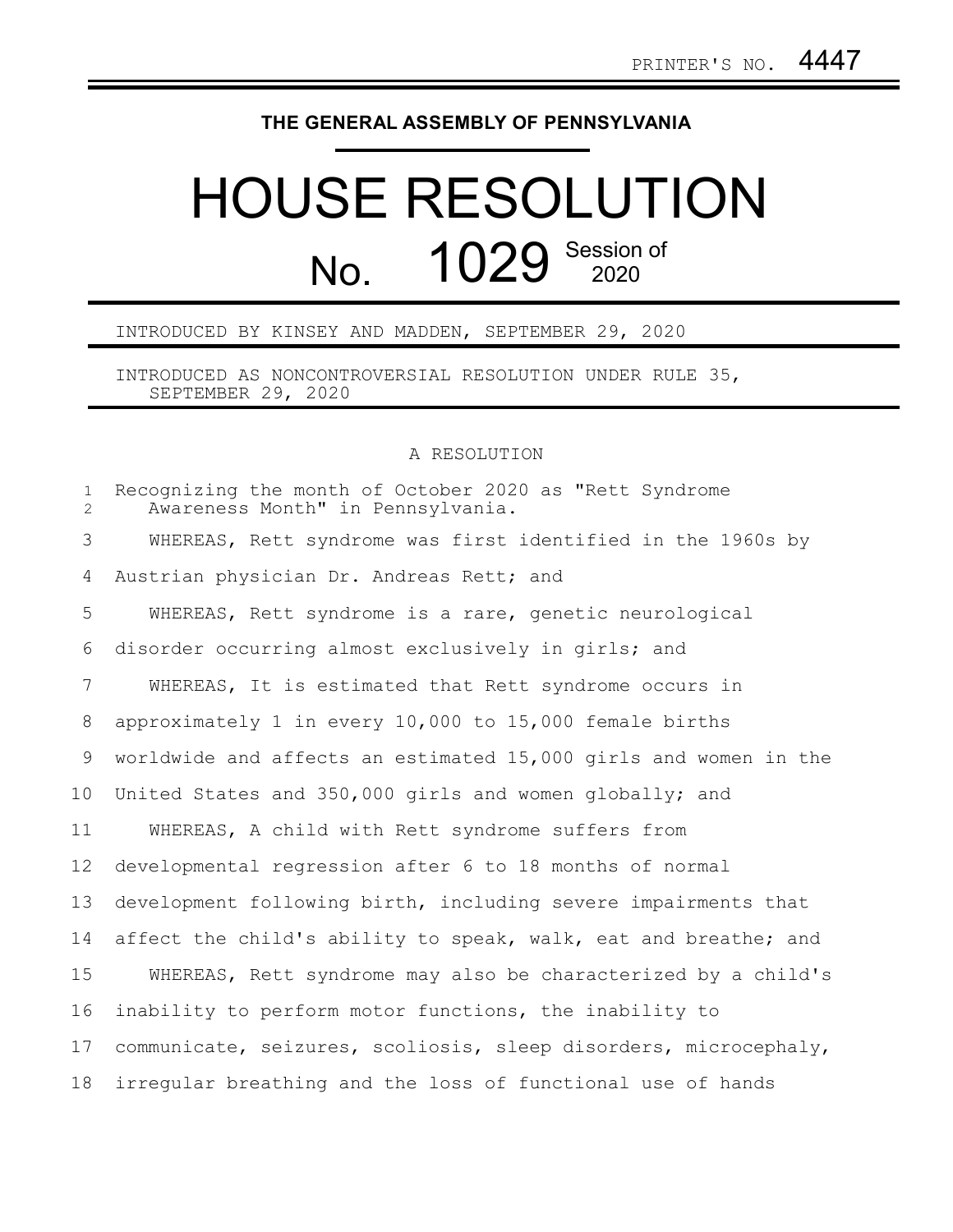PRINTER'S NO. 4447

**THE GENERAL ASSEMBLY OF PENNSYLVANIA**

# HOUSE RESOLUTION

## No. 1029 Session of 2020

INTRODUCED BY KINSEY AND MADDEN, SEPTEMBER 29, 2020

INTRODUCED AS NONCONTROVERSIAL RESOLUTION UNDER RULE 35, SEPTEMBER 29, 2020

A RESOLUTION

Recognizing the month of October 2020 as "Rett Syndrome Awareness Month" in Pennsylvania.

WHEREAS, Rett syndrome was first identified in the 1960s by Austrian physician Dr. Andreas Rett; and

WHEREAS, Rett syndrome is a rare, genetic neurological disorder occurring almost exclusively in girls; and

WHEREAS, It is estimated that Rett syndrome occurs in approximately 1 in every 10,000 to 15,000 female births worldwide and affects an estimated 15,000 girls and women in the United States and 350,000 girls and women globally; and

WHEREAS, A child with Rett syndrome suffers from developmental regression after 6 to 18 months of normal development following birth, including severe impairments that affect the child's ability to speak, walk, eat and breathe; and

WHEREAS, Rett syndrome may also be characterized by a child's inability to perform motor functions, the inability to communicate, seizures, scoliosis, sleep disorders, microcephaly, irregular breathing and the loss of functional use of hands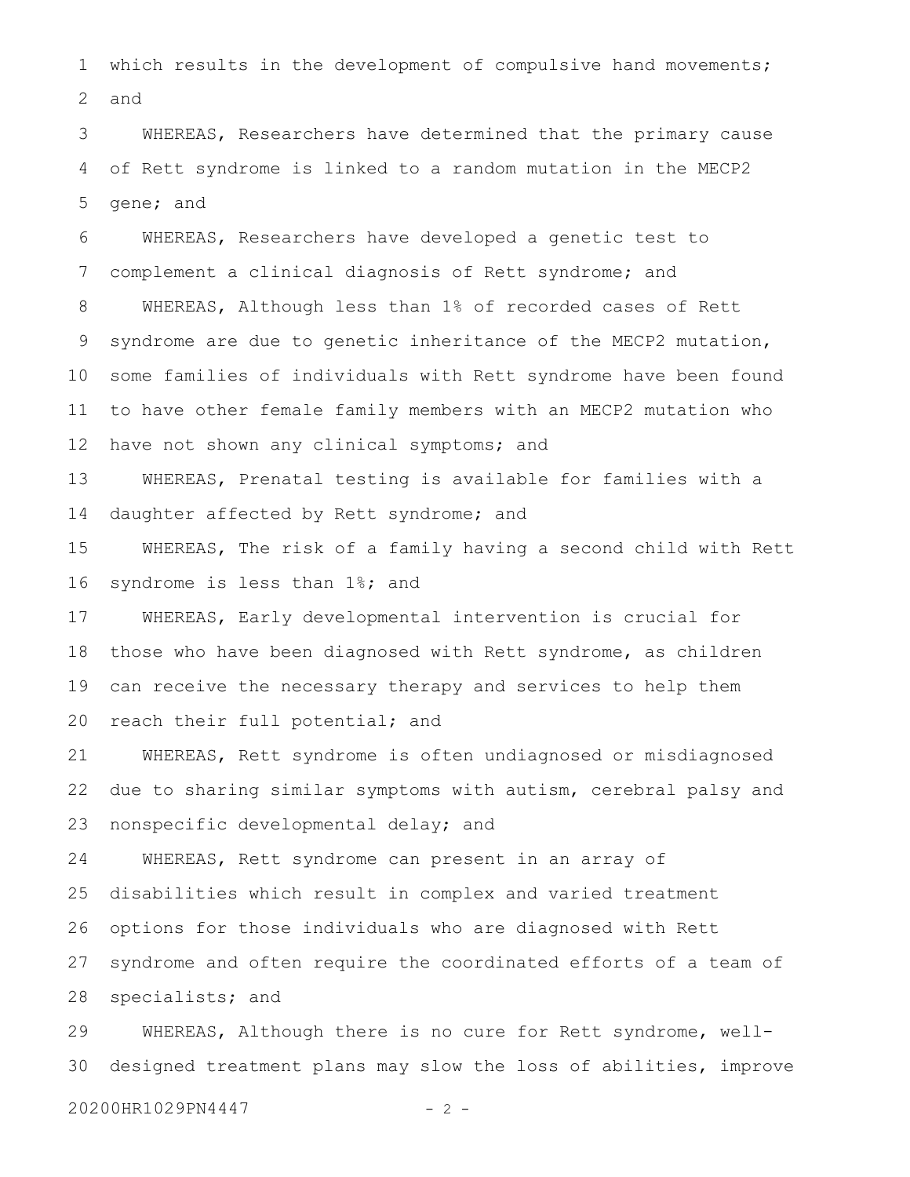which results in the development of compulsive hand movements; and

WHEREAS, Researchers have determined that the primary cause of Rett syndrome is linked to a random mutation in the MECP2 gene; and

WHEREAS, Researchers have developed a genetic test to complement a clinical diagnosis of Rett syndrome; and

WHEREAS, Although less than 1% of recorded cases of Rett syndrome are due to genetic inheritance of the MECP2 mutation, some families of individuals with Rett syndrome have been found to have other female family members with an MECP2 mutation who have not shown any clinical symptoms; and

WHEREAS, Prenatal testing is available for families with a daughter affected by Rett syndrome; and

WHEREAS, The risk of a family having a second child with Rett syndrome is less than 1%; and

WHEREAS, Early developmental intervention is crucial for those who have been diagnosed with Rett syndrome, as children can receive the necessary therapy and services to help them reach their full potential; and

WHEREAS, Rett syndrome is often undiagnosed or misdiagnosed due to sharing similar symptoms with autism, cerebral palsy and nonspecific developmental delay; and

WHEREAS, Rett syndrome can present in an array of disabilities which result in complex and varied treatment options for those individuals who are diagnosed with Rett syndrome and often require the coordinated efforts of a team of specialists; and

WHEREAS, Although there is no cure for Rett syndrome, well-designed treatment plans may slow the loss of abilities, improve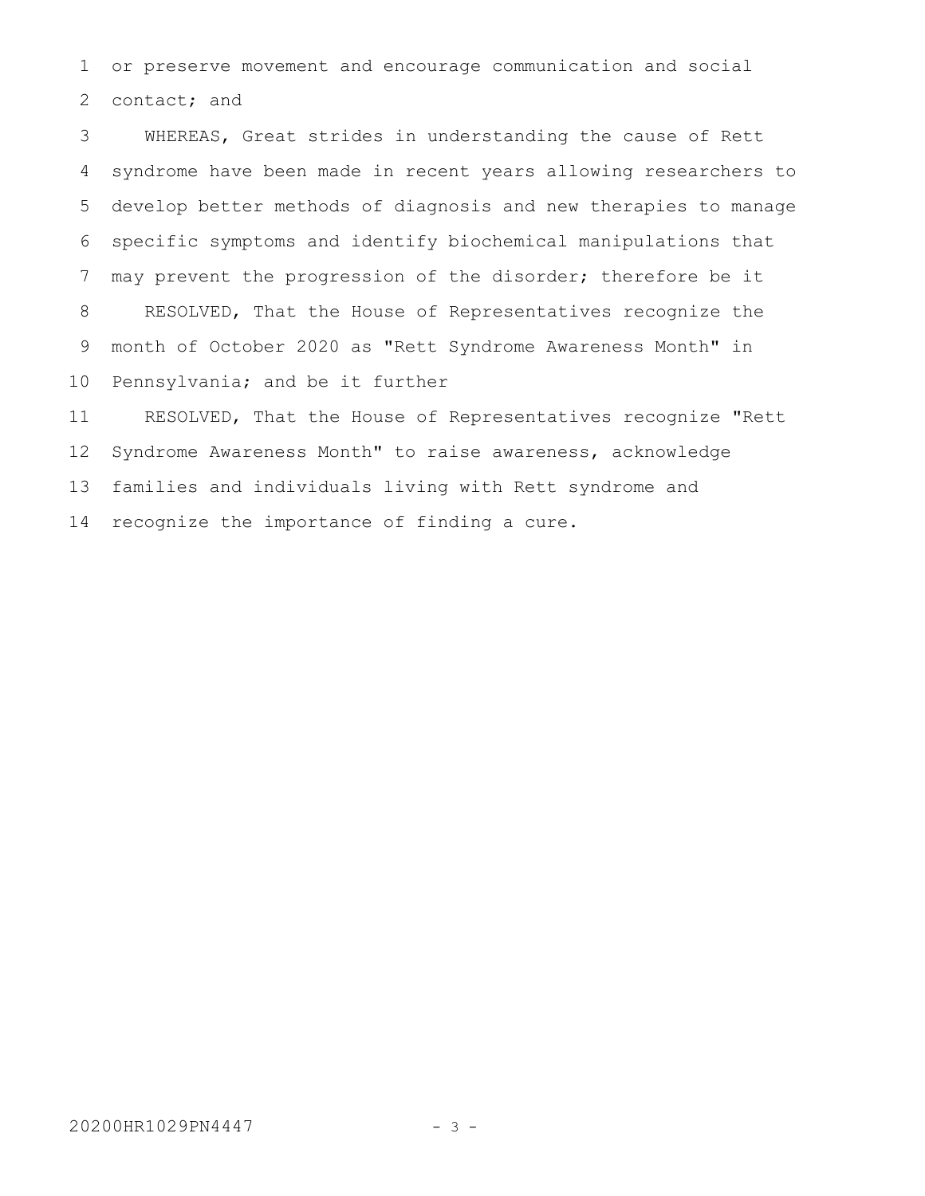or preserve movement and encourage communication and social contact; and

WHEREAS, Great strides in understanding the cause of Rett syndrome have been made in recent years allowing researchers to develop better methods of diagnosis and new therapies to manage specific symptoms and identify biochemical manipulations that may prevent the progression of the disorder; therefore be it

RESOLVED, That the House of Representatives recognize the month of October 2020 as "Rett Syndrome Awareness Month" in Pennsylvania; and be it further

RESOLVED, That the House of Representatives recognize "Rett Syndrome Awareness Month" to raise awareness, acknowledge families and individuals living with Rett syndrome and recognize the importance of finding a cure.